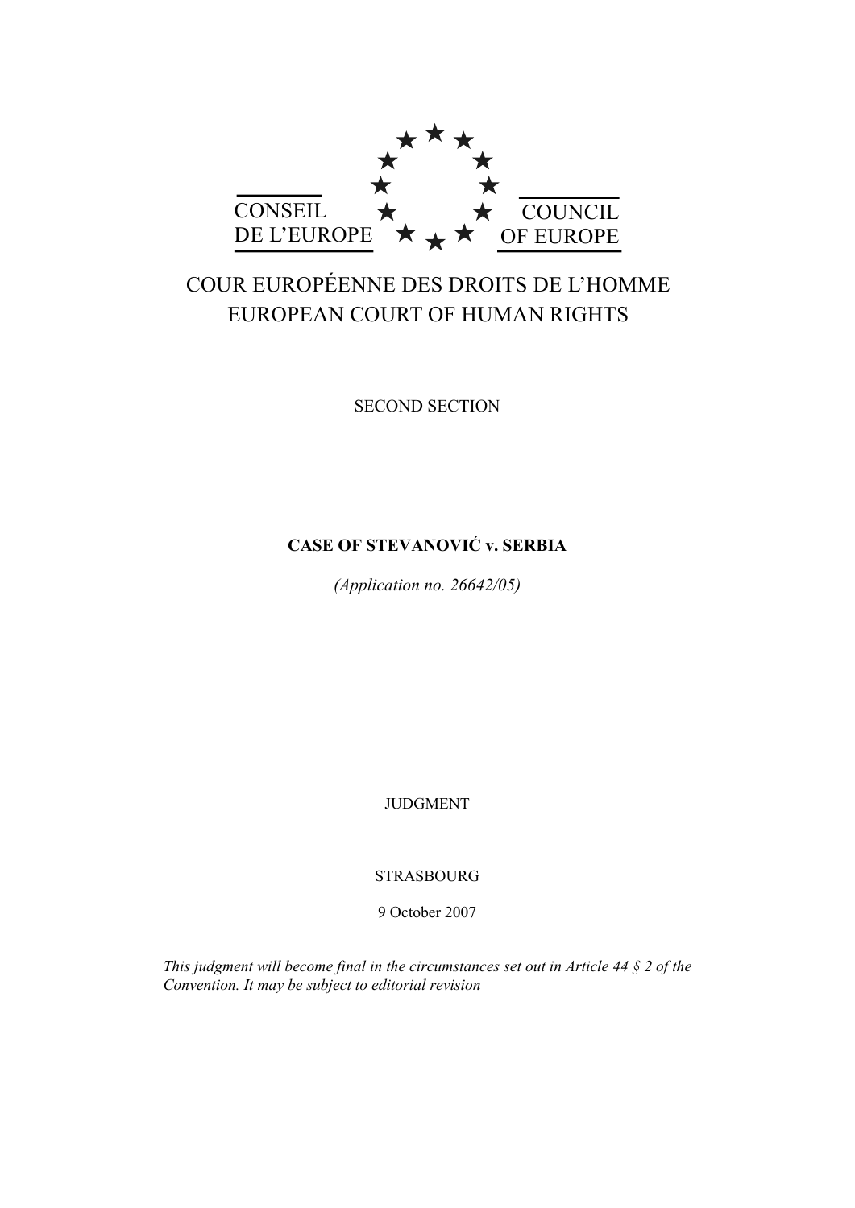CONSEIL DE L'EUROPE

COUNCIL OF EUROPE

# COUR EUROPÉENNE DES DROITS DE L'HOMME
# EUROPEAN COURT OF HUMAN RIGHTS

SECOND SECTION

**CASE OF STEVANOVIĆ v. SERBIA**

*(Application no. 26642/05)*

JUDGMENT

STRASBOURG

9 October 2007

*This judgment will become final in the circumstances set out in Article 44 § 2 of the Convention. It may be subject to editorial revision*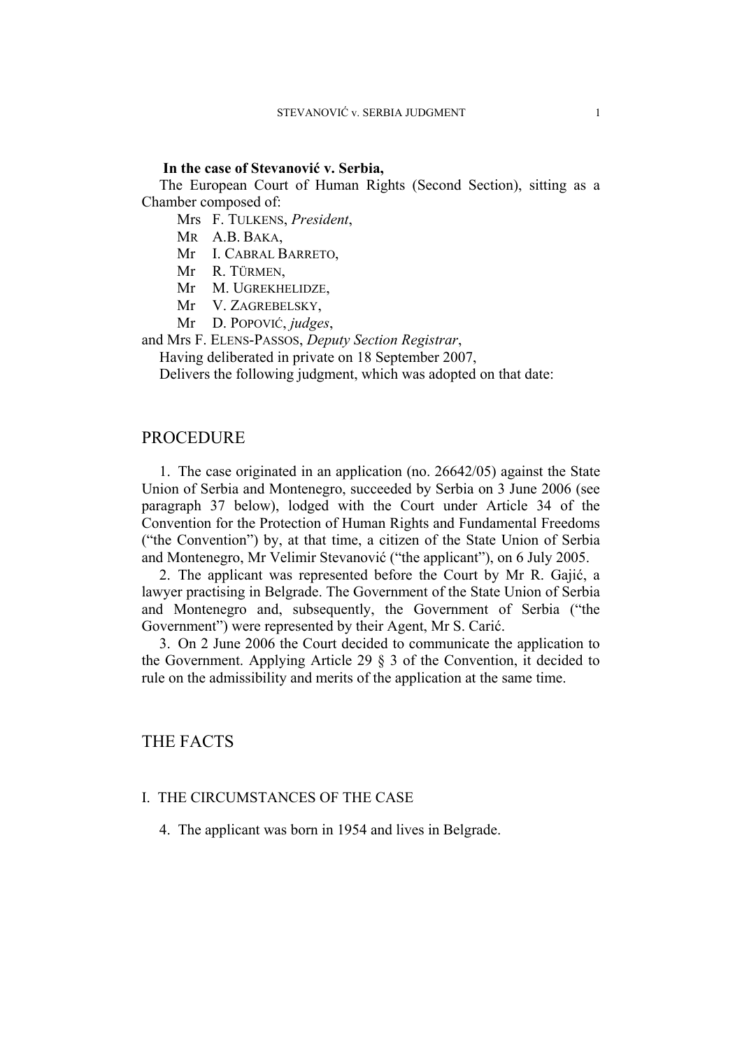**In the case of Stevanović v. Serbia,**

The European Court of Human Rights (Second Section), sitting as a Chamber composed of:

Mrs F. Tulkens, *President*,
Mr A.B. Baka,
Mr I. Cabral Barreto,
Mr R. Türmen,
Mr M. Ugrekhelidze,
Mr V. Zagrebelsky,
Mr D. Popović, *judges*,

and Mrs F. Elens-Passos, *Deputy Section Registrar*,

Having deliberated in private on 18 September 2007,

Delivers the following judgment, which was adopted on that date:

# PROCEDURE

1. The case originated in an application (no. 26642/05) against the State Union of Serbia and Montenegro, succeeded by Serbia on 3 June 2006 (see paragraph 37 below), lodged with the Court under Article 34 of the Convention for the Protection of Human Rights and Fundamental Freedoms ("the Convention") by, at that time, a citizen of the State Union of Serbia and Montenegro, Mr Velimir Stevanović ("the applicant"), on 6 July 2005.

2. The applicant was represented before the Court by Mr R. Gajić, a lawyer practising in Belgrade. The Government of the State Union of Serbia and Montenegro and, subsequently, the Government of Serbia ("the Government") were represented by their Agent, Mr S. Carić.

3. On 2 June 2006 the Court decided to communicate the application to the Government. Applying Article 29 § 3 of the Convention, it decided to rule on the admissibility and merits of the application at the same time.

# THE FACTS

## I. THE CIRCUMSTANCES OF THE CASE

4. The applicant was born in 1954 and lives in Belgrade.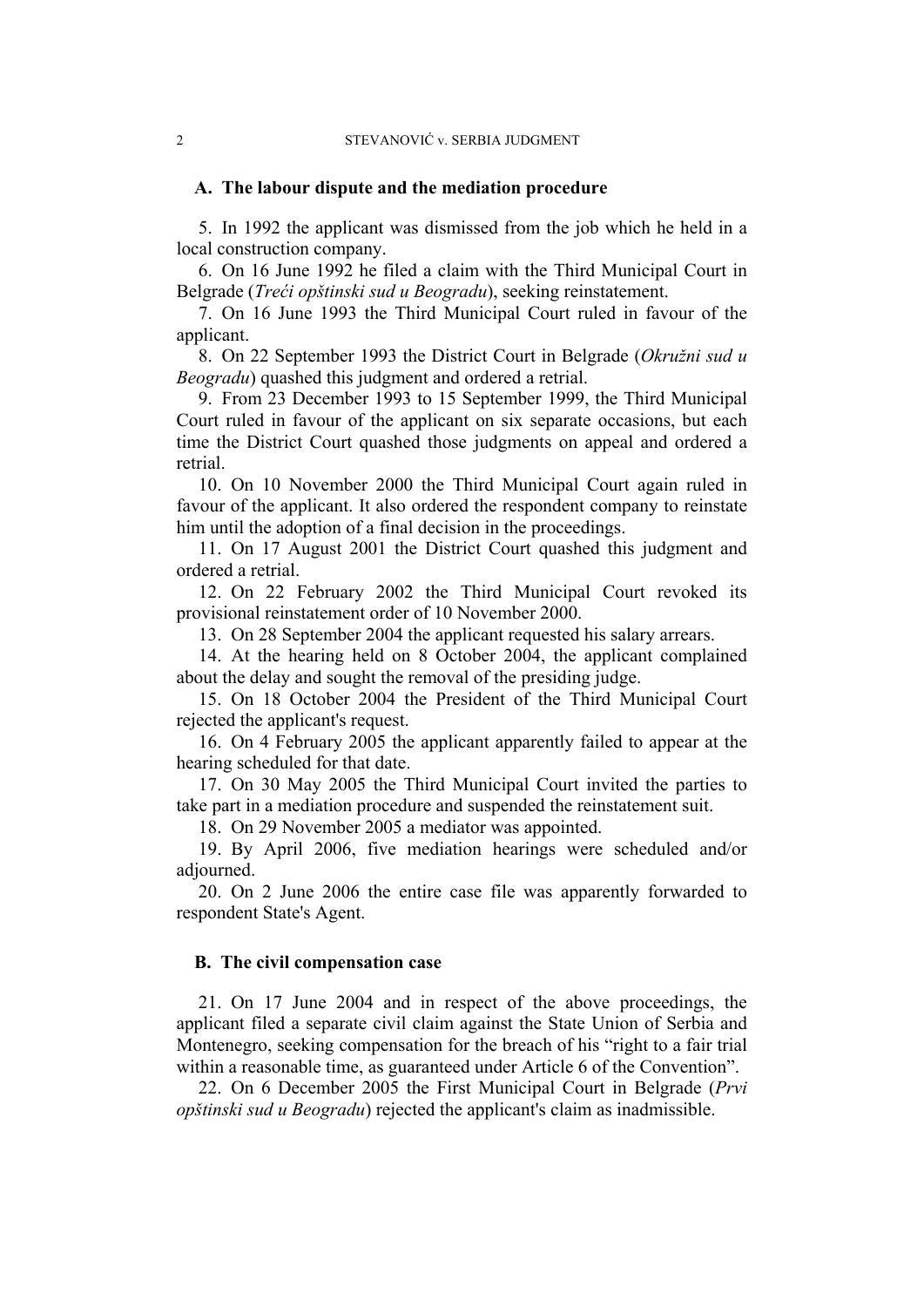### A. The labour dispute and the mediation procedure

5. In 1992 the applicant was dismissed from the job which he held in a local construction company.

6. On 16 June 1992 he filed a claim with the Third Municipal Court in Belgrade (*Treći opštinski sud u Beogradu*), seeking reinstatement.

7. On 16 June 1993 the Third Municipal Court ruled in favour of the applicant.

8. On 22 September 1993 the District Court in Belgrade (*Okružni sud u Beogradu*) quashed this judgment and ordered a retrial.

9. From 23 December 1993 to 15 September 1999, the Third Municipal Court ruled in favour of the applicant on six separate occasions, but each time the District Court quashed those judgments on appeal and ordered a retrial.

10. On 10 November 2000 the Third Municipal Court again ruled in favour of the applicant. It also ordered the respondent company to reinstate him until the adoption of a final decision in the proceedings.

11. On 17 August 2001 the District Court quashed this judgment and ordered a retrial.

12. On 22 February 2002 the Third Municipal Court revoked its provisional reinstatement order of 10 November 2000.

13. On 28 September 2004 the applicant requested his salary arrears.

14. At the hearing held on 8 October 2004, the applicant complained about the delay and sought the removal of the presiding judge.

15. On 18 October 2004 the President of the Third Municipal Court rejected the applicant's request.

16. On 4 February 2005 the applicant apparently failed to appear at the hearing scheduled for that date.

17. On 30 May 2005 the Third Municipal Court invited the parties to take part in a mediation procedure and suspended the reinstatement suit.

18. On 29 November 2005 a mediator was appointed.

19. By April 2006, five mediation hearings were scheduled and/or adjourned.

20. On 2 June 2006 the entire case file was apparently forwarded to respondent State's Agent.

### B. The civil compensation case

21. On 17 June 2004 and in respect of the above proceedings, the applicant filed a separate civil claim against the State Union of Serbia and Montenegro, seeking compensation for the breach of his "right to a fair trial within a reasonable time, as guaranteed under Article 6 of the Convention".

22. On 6 December 2005 the First Municipal Court in Belgrade (*Prvi opštinski sud u Beogradu*) rejected the applicant's claim as inadmissible.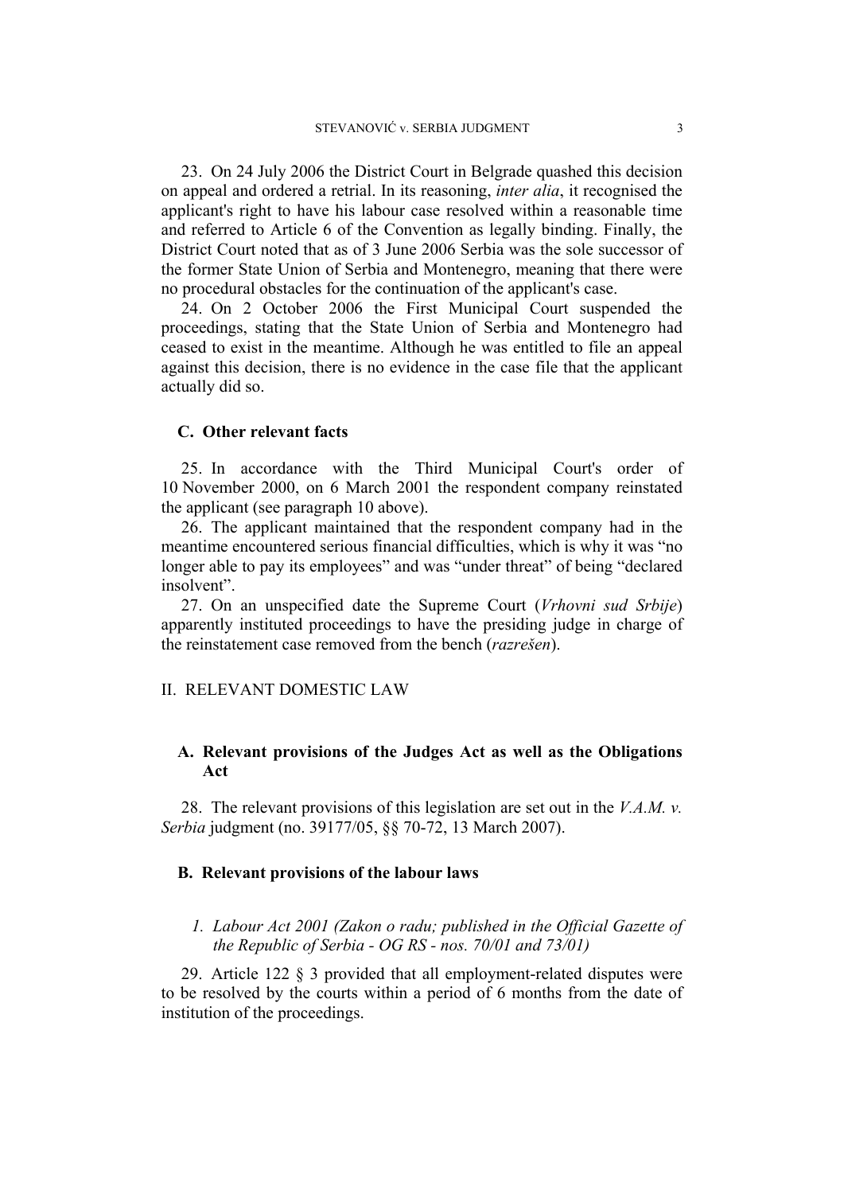23. On 24 July 2006 the District Court in Belgrade quashed this decision on appeal and ordered a retrial. In its reasoning, *inter alia*, it recognised the applicant's right to have his labour case resolved within a reasonable time and referred to Article 6 of the Convention as legally binding. Finally, the District Court noted that as of 3 June 2006 Serbia was the sole successor of the former State Union of Serbia and Montenegro, meaning that there were no procedural obstacles for the continuation of the applicant's case.

24. On 2 October 2006 the First Municipal Court suspended the proceedings, stating that the State Union of Serbia and Montenegro had ceased to exist in the meantime. Although he was entitled to file an appeal against this decision, there is no evidence in the case file that the applicant actually did so.

### C. Other relevant facts

25. In accordance with the Third Municipal Court's order of 10 November 2000, on 6 March 2001 the respondent company reinstated the applicant (see paragraph 10 above).

26. The applicant maintained that the respondent company had in the meantime encountered serious financial difficulties, which is why it was "no longer able to pay its employees" and was "under threat" of being "declared insolvent".

27. On an unspecified date the Supreme Court (*Vrhovni sud Srbije*) apparently instituted proceedings to have the presiding judge in charge of the reinstatement case removed from the bench (*razrešen*).

## II. RELEVANT DOMESTIC LAW

### A. Relevant provisions of the Judges Act as well as the Obligations Act

28. The relevant provisions of this legislation are set out in the *V.A.M. v. Serbia* judgment (no. 39177/05, §§ 70-72, 13 March 2007).

### B. Relevant provisions of the labour laws

#### 1. *Labour Act 2001 (Zakon o radu; published in the Official Gazette of the Republic of Serbia - OG RS - nos. 70/01 and 73/01)*

29. Article 122 § 3 provided that all employment-related disputes were to be resolved by the courts within a period of 6 months from the date of institution of the proceedings.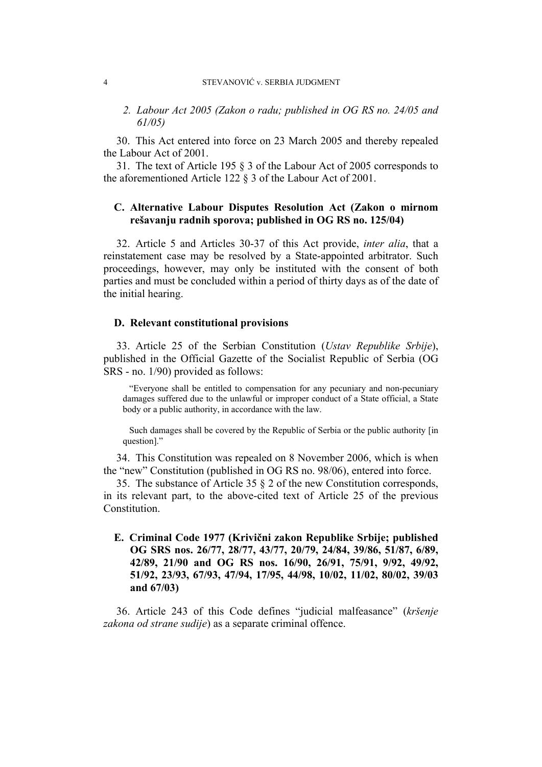*2. Labour Act 2005 (Zakon o radu; published in OG RS no. 24/05 and 61/05)*

30. This Act entered into force on 23 March 2005 and thereby repealed the Labour Act of 2001.

31. The text of Article 195 § 3 of the Labour Act of 2005 corresponds to the aforementioned Article 122 § 3 of the Labour Act of 2001.

### C. Alternative Labour Disputes Resolution Act (Zakon o mirnom rešavanju radnih sporova; published in OG RS no. 125/04)

32. Article 5 and Articles 30-37 of this Act provide, *inter alia*, that a reinstatement case may be resolved by a State-appointed arbitrator. Such proceedings, however, may only be instituted with the consent of both parties and must be concluded within a period of thirty days as of the date of the initial hearing.

### D. Relevant constitutional provisions

33. Article 25 of the Serbian Constitution (*Ustav Republike Srbije*), published in the Official Gazette of the Socialist Republic of Serbia (OG SRS - no. 1/90) provided as follows:

> "Everyone shall be entitled to compensation for any pecuniary and non-pecuniary damages suffered due to the unlawful or improper conduct of a State official, a State body or a public authority, in accordance with the law.
>
> Such damages shall be covered by the Republic of Serbia or the public authority [in question]."

34. This Constitution was repealed on 8 November 2006, which is when the "new" Constitution (published in OG RS no. 98/06), entered into force.

35. The substance of Article 35 § 2 of the new Constitution corresponds, in its relevant part, to the above-cited text of Article 25 of the previous Constitution.

### E. Criminal Code 1977 (Krivični zakon Republike Srbije; published OG SRS nos. 26/77, 28/77, 43/77, 20/79, 24/84, 39/86, 51/87, 6/89, 42/89, 21/90 and OG RS nos. 16/90, 26/91, 75/91, 9/92, 49/92, 51/92, 23/93, 67/93, 47/94, 17/95, 44/98, 10/02, 11/02, 80/02, 39/03 and 67/03)

36. Article 243 of this Code defines "judicial malfeasance" (*kršenje zakona od strane sudije*) as a separate criminal offence.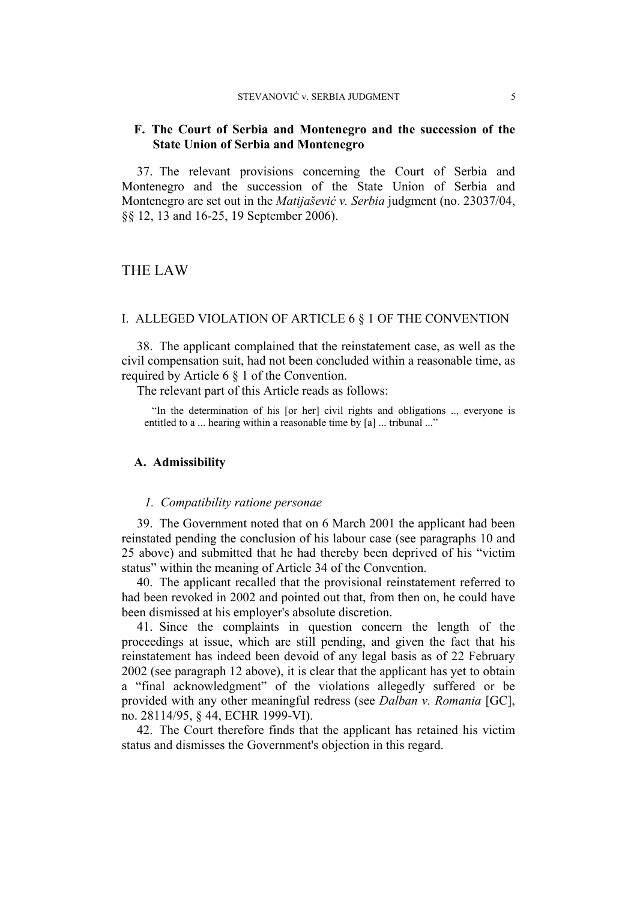### F. The Court of Serbia and Montenegro and the succession of the State Union of Serbia and Montenegro

37. The relevant provisions concerning the Court of Serbia and Montenegro and the succession of the State Union of Serbia and Montenegro are set out in the *Matijašević v. Serbia* judgment (no. 23037/04, §§ 12, 13 and 16-25, 19 September 2006).

## THE LAW

### I. ALLEGED VIOLATION OF ARTICLE 6 § 1 OF THE CONVENTION

38. The applicant complained that the reinstatement case, as well as the civil compensation suit, had not been concluded within a reasonable time, as required by Article 6 § 1 of the Convention.

The relevant part of this Article reads as follows:

> "In the determination of his [or her] civil rights and obligations .., everyone is entitled to a ... hearing within a reasonable time by [a] ... tribunal ..."

### A. Admissibility

#### *1. Compatibility ratione personae*

39. The Government noted that on 6 March 2001 the applicant had been reinstated pending the conclusion of his labour case (see paragraphs 10 and 25 above) and submitted that he had thereby been deprived of his "victim status" within the meaning of Article 34 of the Convention.

40. The applicant recalled that the provisional reinstatement referred to had been revoked in 2002 and pointed out that, from then on, he could have been dismissed at his employer's absolute discretion.

41. Since the complaints in question concern the length of the proceedings at issue, which are still pending, and given the fact that his reinstatement has indeed been devoid of any legal basis as of 22 February 2002 (see paragraph 12 above), it is clear that the applicant has yet to obtain a "final acknowledgment" of the violations allegedly suffered or be provided with any other meaningful redress (see *Dalban v. Romania* [GC], no. 28114/95, § 44, ECHR 1999-VI).

42. The Court therefore finds that the applicant has retained his victim status and dismisses the Government's objection in this regard.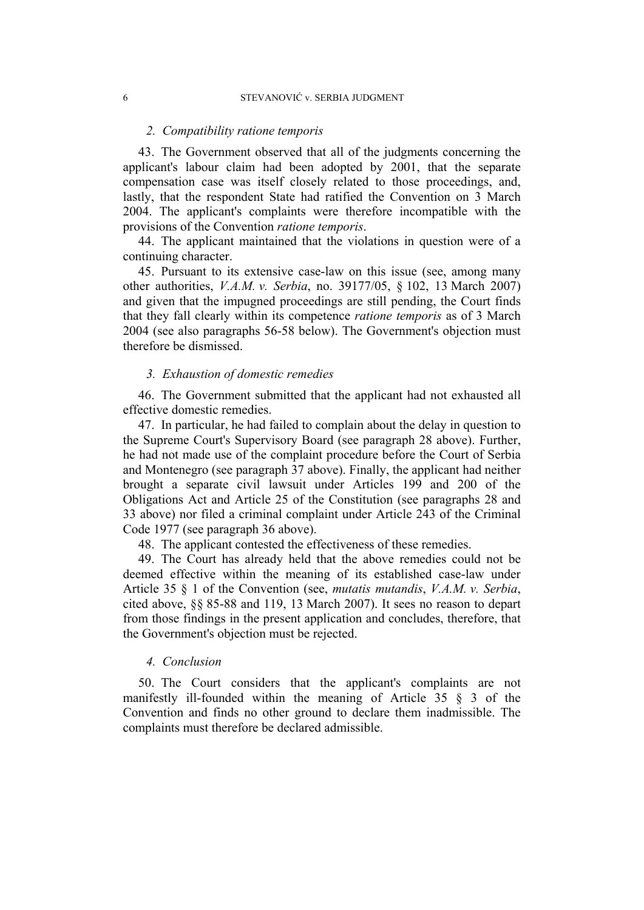### *2. Compatibility ratione temporis*

43. The Government observed that all of the judgments concerning the applicant's labour claim had been adopted by 2001, that the separate compensation case was itself closely related to those proceedings, and, lastly, that the respondent State had ratified the Convention on 3 March 2004. The applicant's complaints were therefore incompatible with the provisions of the Convention *ratione temporis*.

44. The applicant maintained that the violations in question were of a continuing character.

45. Pursuant to its extensive case-law on this issue (see, among many other authorities, *V.A.M. v. Serbia*, no. 39177/05, § 102, 13 March 2007) and given that the impugned proceedings are still pending, the Court finds that they fall clearly within its competence *ratione temporis* as of 3 March 2004 (see also paragraphs 56-58 below). The Government's objection must therefore be dismissed.

### *3. Exhaustion of domestic remedies*

46. The Government submitted that the applicant had not exhausted all effective domestic remedies.

47. In particular, he had failed to complain about the delay in question to the Supreme Court's Supervisory Board (see paragraph 28 above). Further, he had not made use of the complaint procedure before the Court of Serbia and Montenegro (see paragraph 37 above). Finally, the applicant had neither brought a separate civil lawsuit under Articles 199 and 200 of the Obligations Act and Article 25 of the Constitution (see paragraphs 28 and 33 above) nor filed a criminal complaint under Article 243 of the Criminal Code 1977 (see paragraph 36 above).

48. The applicant contested the effectiveness of these remedies.

49. The Court has already held that the above remedies could not be deemed effective within the meaning of its established case-law under Article 35 § 1 of the Convention (see, *mutatis mutandis*, *V.A.M. v. Serbia*, cited above, §§ 85-88 and 119, 13 March 2007). It sees no reason to depart from those findings in the present application and concludes, therefore, that the Government's objection must be rejected.

### *4. Conclusion*

50. The Court considers that the applicant's complaints are not manifestly ill-founded within the meaning of Article 35 § 3 of the Convention and finds no other ground to declare them inadmissible. The complaints must therefore be declared admissible.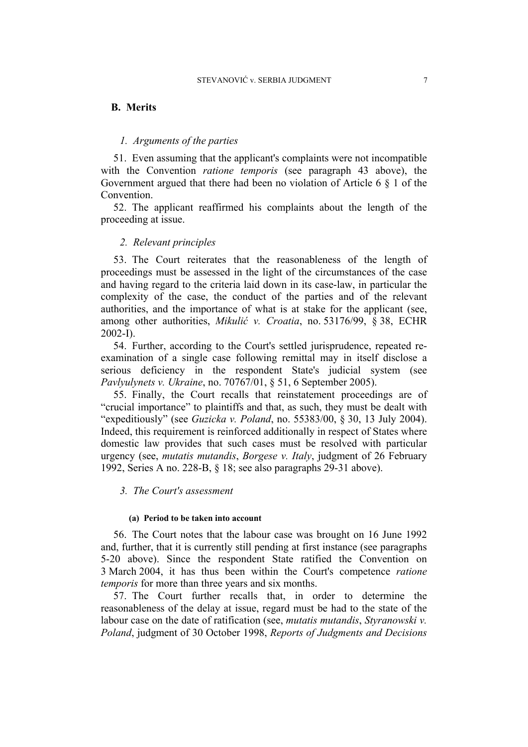## B. Merits

### 1. Arguments of the parties

51. Even assuming that the applicant's complaints were not incompatible with the Convention *ratione temporis* (see paragraph 43 above), the Government argued that there had been no violation of Article 6 § 1 of the Convention.

52. The applicant reaffirmed his complaints about the length of the proceeding at issue.

### 2. Relevant principles

53. The Court reiterates that the reasonableness of the length of proceedings must be assessed in the light of the circumstances of the case and having regard to the criteria laid down in its case-law, in particular the complexity of the case, the conduct of the parties and of the relevant authorities, and the importance of what is at stake for the applicant (see, among other authorities, *Mikulić v. Croatia*, no. 53176/99, § 38, ECHR 2002-I).

54. Further, according to the Court's settled jurisprudence, repeated re-examination of a single case following remittal may in itself disclose a serious deficiency in the respondent State's judicial system (see *Pavlyulynets v. Ukraine*, no. 70767/01, § 51, 6 September 2005).

55. Finally, the Court recalls that reinstatement proceedings are of "crucial importance" to plaintiffs and that, as such, they must be dealt with "expeditiously" (see *Guzicka v. Poland*, no. 55383/00, § 30, 13 July 2004). Indeed, this requirement is reinforced additionally in respect of States where domestic law provides that such cases must be resolved with particular urgency (see, *mutatis mutandis*, *Borgese v. Italy*, judgment of 26 February 1992, Series A no. 228-B, § 18; see also paragraphs 29-31 above).

### 3. The Court's assessment

#### (a) Period to be taken into account

56. The Court notes that the labour case was brought on 16 June 1992 and, further, that it is currently still pending at first instance (see paragraphs 5-20 above). Since the respondent State ratified the Convention on 3 March 2004, it has thus been within the Court's competence *ratione temporis* for more than three years and six months.

57. The Court further recalls that, in order to determine the reasonableness of the delay at issue, regard must be had to the state of the labour case on the date of ratification (see, *mutatis mutandis*, *Styranowski v. Poland*, judgment of 30 October 1998, *Reports of Judgments and Decisions*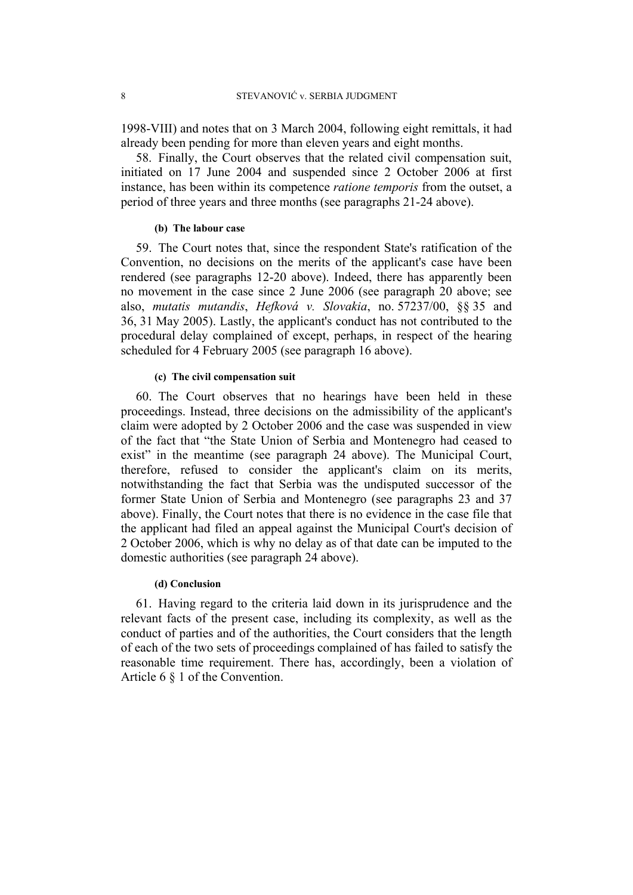1998-VIII) and notes that on 3 March 2004, following eight remittals, it had already been pending for more than eleven years and eight months.

58. Finally, the Court observes that the related civil compensation suit, initiated on 17 June 2004 and suspended since 2 October 2006 at first instance, has been within its competence *ratione temporis* from the outset, a period of three years and three months (see paragraphs 21-24 above).

#### (b) The labour case

59. The Court notes that, since the respondent State's ratification of the Convention, no decisions on the merits of the applicant's case have been rendered (see paragraphs 12-20 above). Indeed, there has apparently been no movement in the case since 2 June 2006 (see paragraph 20 above; see also, *mutatis mutandis*, *Hefková v. Slovakia*, no. 57237/00, §§ 35 and 36, 31 May 2005). Lastly, the applicant's conduct has not contributed to the procedural delay complained of except, perhaps, in respect of the hearing scheduled for 4 February 2005 (see paragraph 16 above).

#### (c) The civil compensation suit

60. The Court observes that no hearings have been held in these proceedings. Instead, three decisions on the admissibility of the applicant's claim were adopted by 2 October 2006 and the case was suspended in view of the fact that "the State Union of Serbia and Montenegro had ceased to exist" in the meantime (see paragraph 24 above). The Municipal Court, therefore, refused to consider the applicant's claim on its merits, notwithstanding the fact that Serbia was the undisputed successor of the former State Union of Serbia and Montenegro (see paragraphs 23 and 37 above). Finally, the Court notes that there is no evidence in the case file that the applicant had filed an appeal against the Municipal Court's decision of 2 October 2006, which is why no delay as of that date can be imputed to the domestic authorities (see paragraph 24 above).

#### (d) Conclusion

61. Having regard to the criteria laid down in its jurisprudence and the relevant facts of the present case, including its complexity, as well as the conduct of parties and of the authorities, the Court considers that the length of each of the two sets of proceedings complained of has failed to satisfy the reasonable time requirement. There has, accordingly, been a violation of Article 6 § 1 of the Convention.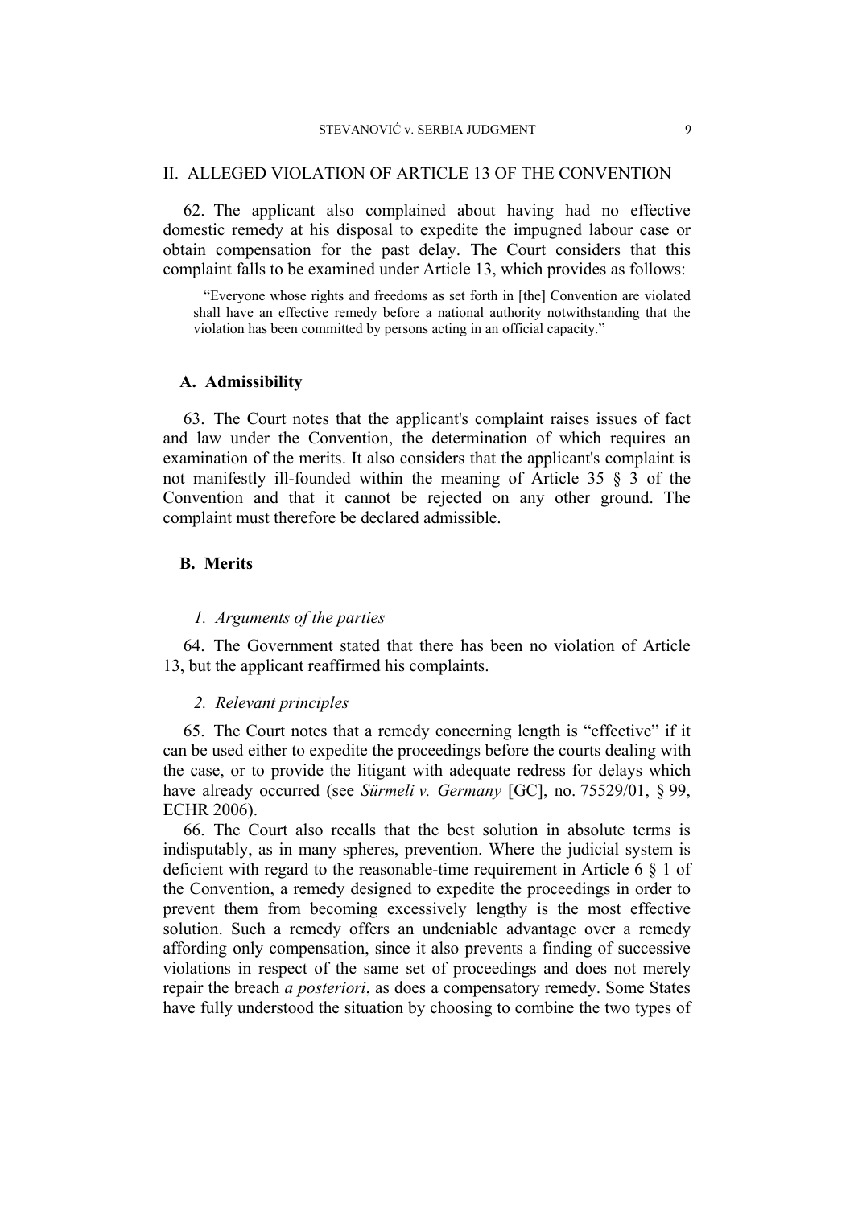## II. ALLEGED VIOLATION OF ARTICLE 13 OF THE CONVENTION

62. The applicant also complained about having had no effective domestic remedy at his disposal to expedite the impugned labour case or obtain compensation for the past delay. The Court considers that this complaint falls to be examined under Article 13, which provides as follows:

> "Everyone whose rights and freedoms as set forth in [the] Convention are violated shall have an effective remedy before a national authority notwithstanding that the violation has been committed by persons acting in an official capacity."

### A. Admissibility

63. The Court notes that the applicant's complaint raises issues of fact and law under the Convention, the determination of which requires an examination of the merits. It also considers that the applicant's complaint is not manifestly ill-founded within the meaning of Article 35 § 3 of the Convention and that it cannot be rejected on any other ground. The complaint must therefore be declared admissible.

### B. Merits

#### *1. Arguments of the parties*

64. The Government stated that there has been no violation of Article 13, but the applicant reaffirmed his complaints.

#### *2. Relevant principles*

65. The Court notes that a remedy concerning length is "effective" if it can be used either to expedite the proceedings before the courts dealing with the case, or to provide the litigant with adequate redress for delays which have already occurred (see *Sürmeli v. Germany* [GC], no. 75529/01, § 99, ECHR 2006).

66. The Court also recalls that the best solution in absolute terms is indisputably, as in many spheres, prevention. Where the judicial system is deficient with regard to the reasonable-time requirement in Article 6 § 1 of the Convention, a remedy designed to expedite the proceedings in order to prevent them from becoming excessively lengthy is the most effective solution. Such a remedy offers an undeniable advantage over a remedy affording only compensation, since it also prevents a finding of successive violations in respect of the same set of proceedings and does not merely repair the breach *a posteriori*, as does a compensatory remedy. Some States have fully understood the situation by choosing to combine the two types of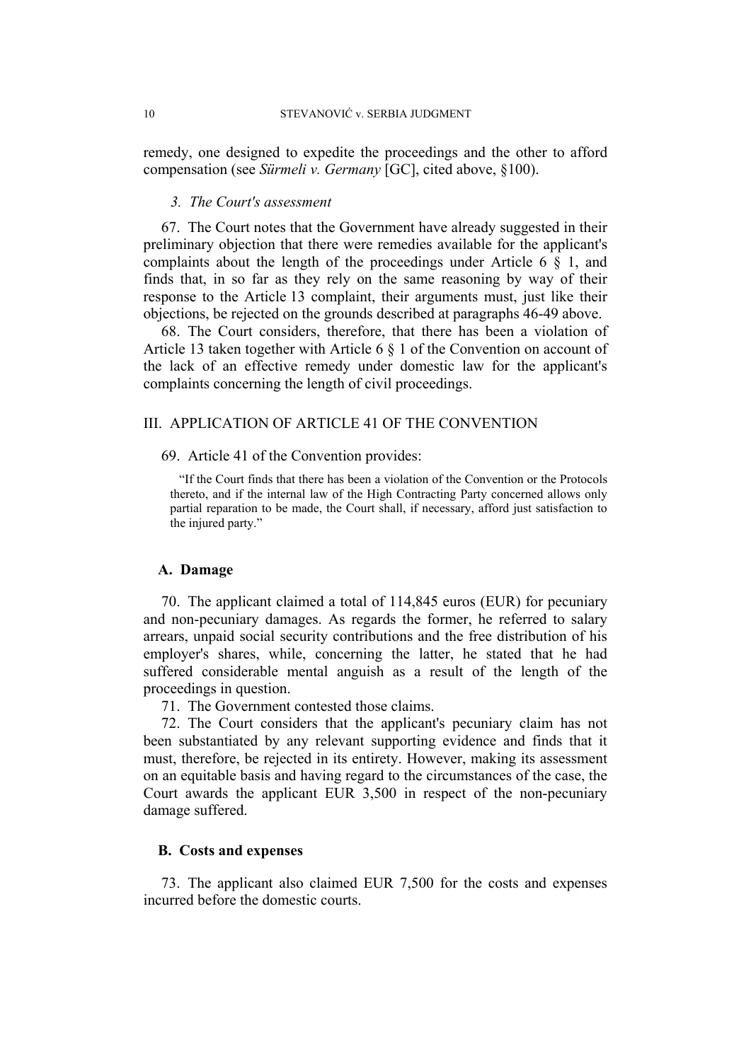remedy, one designed to expedite the proceedings and the other to afford compensation (see *Sürmeli v. Germany* [GC], cited above, §100).

#### *3. The Court's assessment*

67. The Court notes that the Government have already suggested in their preliminary objection that there were remedies available for the applicant's complaints about the length of the proceedings under Article 6 § 1, and finds that, in so far as they rely on the same reasoning by way of their response to the Article 13 complaint, their arguments must, just like their objections, be rejected on the grounds described at paragraphs 46-49 above.

68. The Court considers, therefore, that there has been a violation of Article 13 taken together with Article 6 § 1 of the Convention on account of the lack of an effective remedy under domestic law for the applicant's complaints concerning the length of civil proceedings.

## III. APPLICATION OF ARTICLE 41 OF THE CONVENTION

69. Article 41 of the Convention provides:

> "If the Court finds that there has been a violation of the Convention or the Protocols thereto, and if the internal law of the High Contracting Party concerned allows only partial reparation to be made, the Court shall, if necessary, afford just satisfaction to the injured party."

### A. Damage

70. The applicant claimed a total of 114,845 euros (EUR) for pecuniary and non-pecuniary damages. As regards the former, he referred to salary arrears, unpaid social security contributions and the free distribution of his employer's shares, while, concerning the latter, he stated that he had suffered considerable mental anguish as a result of the length of the proceedings in question.

71. The Government contested those claims.

72. The Court considers that the applicant's pecuniary claim has not been substantiated by any relevant supporting evidence and finds that it must, therefore, be rejected in its entirety. However, making its assessment on an equitable basis and having regard to the circumstances of the case, the Court awards the applicant EUR 3,500 in respect of the non-pecuniary damage suffered.

### B. Costs and expenses

73. The applicant also claimed EUR 7,500 for the costs and expenses incurred before the domestic courts.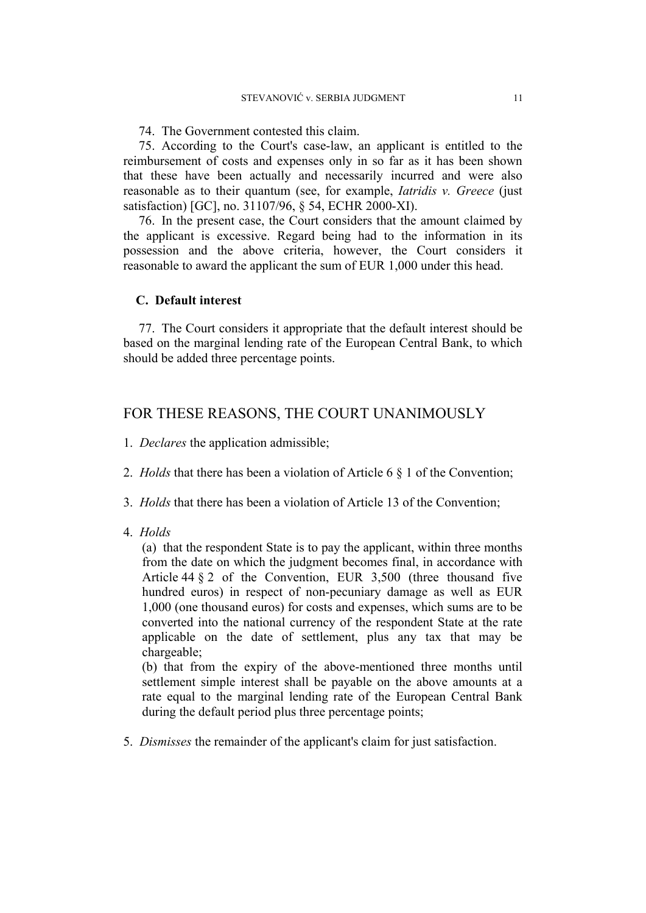74. The Government contested this claim.

75. According to the Court's case-law, an applicant is entitled to the reimbursement of costs and expenses only in so far as it has been shown that these have been actually and necessarily incurred and were also reasonable as to their quantum (see, for example, *Iatridis v. Greece* (just satisfaction) [GC], no. 31107/96, § 54, ECHR 2000-XI).

76. In the present case, the Court considers that the amount claimed by the applicant is excessive. Regard being had to the information in its possession and the above criteria, however, the Court considers it reasonable to award the applicant the sum of EUR 1,000 under this head.

### C. Default interest

77. The Court considers it appropriate that the default interest should be based on the marginal lending rate of the European Central Bank, to which should be added three percentage points.

## FOR THESE REASONS, THE COURT UNANIMOUSLY

1. *Declares* the application admissible;

2. *Holds* that there has been a violation of Article 6 § 1 of the Convention;

3. *Holds* that there has been a violation of Article 13 of the Convention;

4. *Holds*

   (a) that the respondent State is to pay the applicant, within three months from the date on which the judgment becomes final, in accordance with Article 44 § 2 of the Convention, EUR 3,500 (three thousand five hundred euros) in respect of non-pecuniary damage as well as EUR 1,000 (one thousand euros) for costs and expenses, which sums are to be converted into the national currency of the respondent State at the rate applicable on the date of settlement, plus any tax that may be chargeable;

   (b) that from the expiry of the above-mentioned three months until settlement simple interest shall be payable on the above amounts at a rate equal to the marginal lending rate of the European Central Bank during the default period plus three percentage points;

5. *Dismisses* the remainder of the applicant's claim for just satisfaction.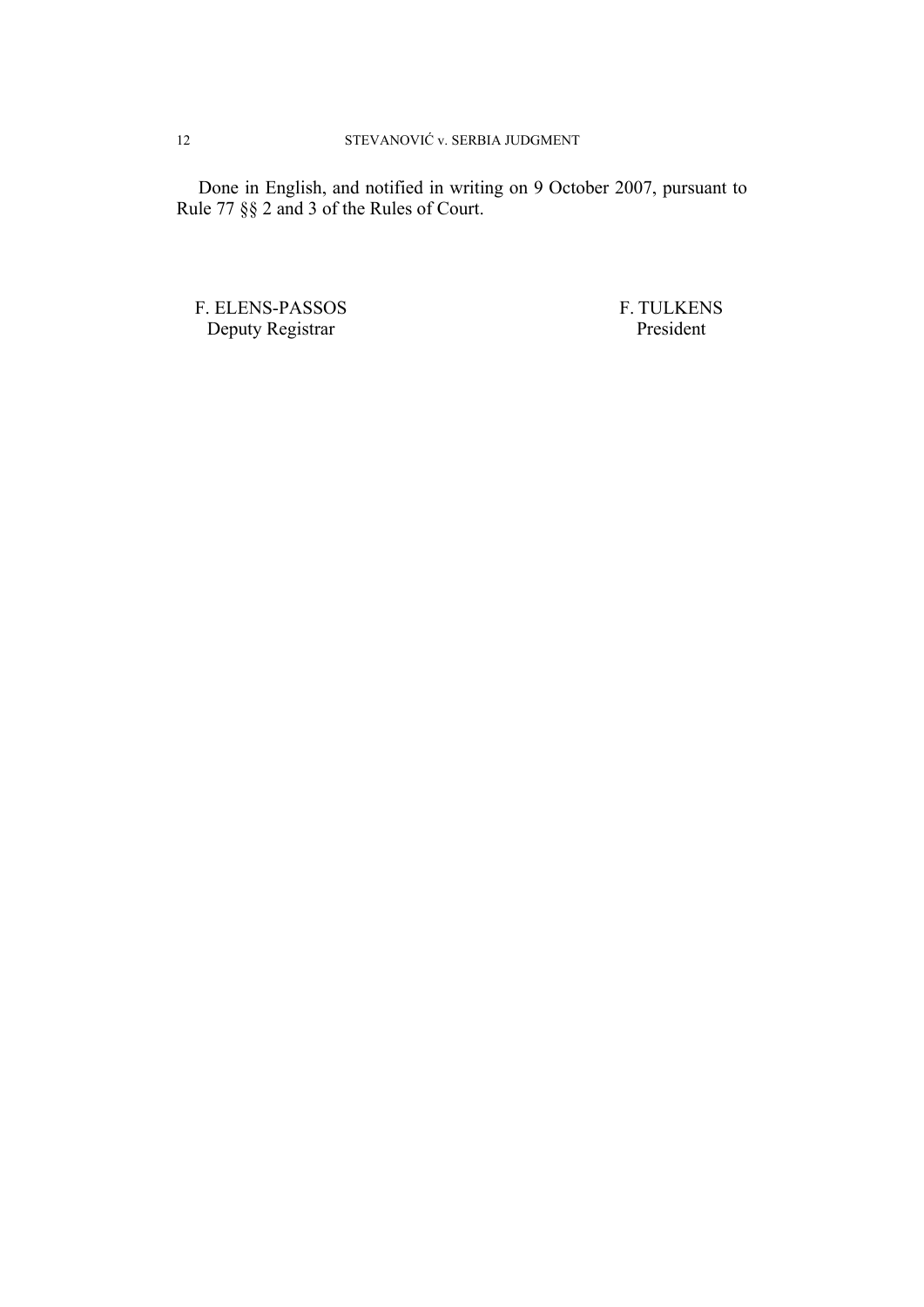Done in English, and notified in writing on 9 October 2007, pursuant to Rule 77 §§ 2 and 3 of the Rules of Court.

| | |
|---|---|
| F. ELENS-PASSOS | F. TULKENS |
| Deputy Registrar | President |